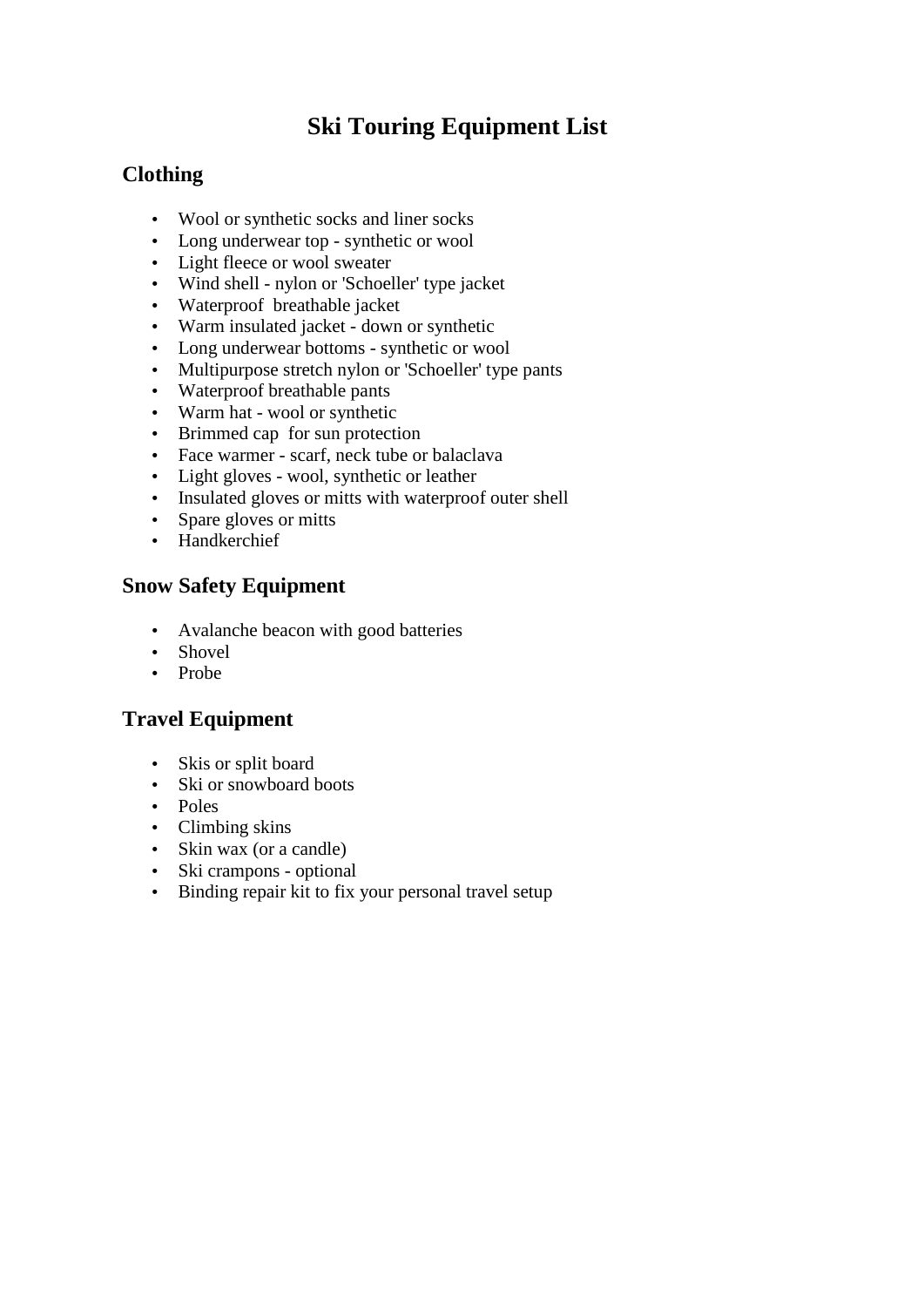# Ski Touring Equipment List

## Clothing

- Wool or synthetic socks and liner socks
- Long underwear top - synthetic or wool
- Light fleece or wool sweater
- Wind shell - nylon or 'Schoeller' type jacket
- Waterproof breathable jacket
- Warm insulated jacket - down or synthetic
- Long underwear bottoms - synthetic or wool
- Multipurpose stretch nylon or 'Schoeller' type pants
- Waterproof breathable pants
- Warm hat - wool or synthetic
- Brimmed cap for sun protection
- Face warmer - scarf, neck tube or balaclava
- Light gloves - wool, synthetic or leather
- Insulated gloves or mitts with waterproof outer shell
- Spare gloves or mitts
- Handkerchief

## Snow Safety Equipment

- Avalanche beacon with good batteries
- Shovel
- Probe

## Travel Equipment

- Skis or split board
- Ski or snowboard boots
- Poles
- Climbing skins
- Skin wax (or a candle)
- Ski crampons - optional
- Binding repair kit to fix your personal travel setup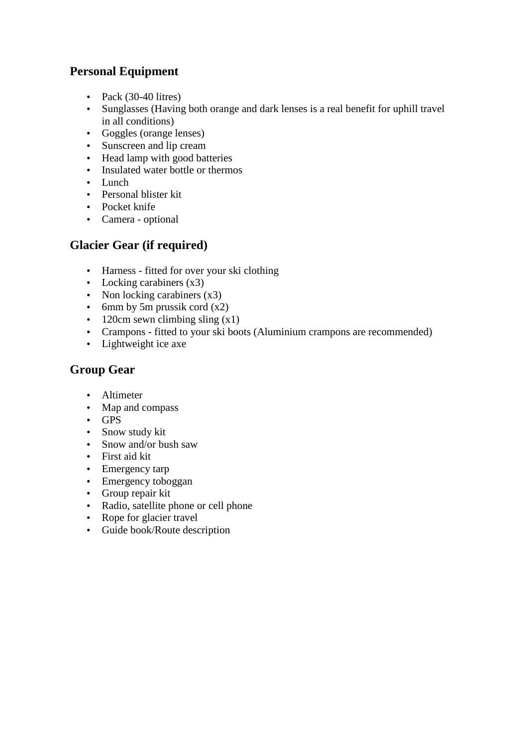## Personal Equipment

- Pack (30-40 litres)
- Sunglasses (Having both orange and dark lenses is a real benefit for uphill travel in all conditions)
- Goggles (orange lenses)
- Sunscreen and lip cream
- Head lamp with good batteries
- Insulated water bottle or thermos
- Lunch
- Personal blister kit
- Pocket knife
- Camera - optional

## Glacier Gear (if required)

- Harness - fitted for over your ski clothing
- Locking carabiners (x3)
- Non locking carabiners (x3)
- 6mm by 5m prussik cord (x2)
- 120cm sewn climbing sling (x1)
- Crampons - fitted to your ski boots (Aluminium crampons are recommended)
- Lightweight ice axe

## Group Gear

- Altimeter
- Map and compass
- GPS
- Snow study kit
- Snow and/or bush saw
- First aid kit
- Emergency tarp
- Emergency toboggan
- Group repair kit
- Radio, satellite phone or cell phone
- Rope for glacier travel
- Guide book/Route description